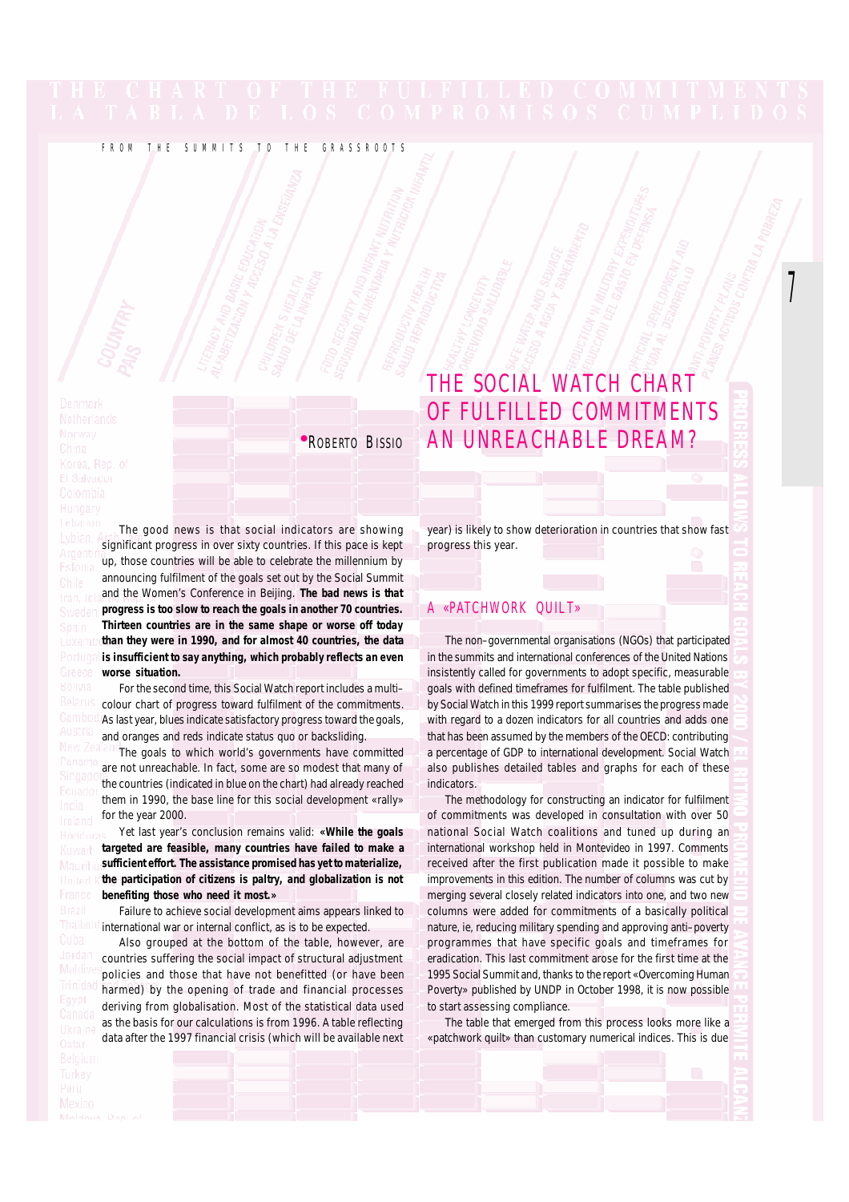# THE SOCIAL WATCH CHART OF FULFILLED COMMITMENTS AN UNREACHABLE DREAM?

•ROBERTO BISSIO

The good news is that social indicators are showing significant progress in over sixty countries. If this pace is kept up, those countries will be able to celebrate the millennium by announcing fulfilment of the goals set out by the Social Summit and the Women's Conference in Beijing. **The bad news is that progress is too slow to reach the goals in another 70 countries. Thirteen countries are in the same shape or worse off today than they were in 1990, and for almost 40 countries, the data is insufficient to say anything, which probably reflects an even worse situation.**

For the second time, this Social Watch report includes a multi-colour chart of progress toward fulfilment of the commitments. As last year, blues indicate satisfactory progress toward the goals, and oranges and reds indicate status quo or backsliding.

The goals to which world's governments have committed are not unreachable. In fact, some are so modest that many of the countries (indicated in blue on the chart) had already reached them in 1990, the base line for this social development «rally» for the year 2000.

Yet last year's conclusion remains valid: **«While the goals targeted are feasible, many countries have failed to make a sufficient effort. The assistance promised has yet to materialize, the participation of citizens is paltry, and globalization is not benefiting those who need it most.»**

Failure to achieve social development aims appears linked to international war or internal conflict, as is to be expected.

Also grouped at the bottom of the table, however, are countries suffering the social impact of structural adjustment policies and those that have not benefitted (or have been harmed) by the opening of trade and financial processes deriving from globalisation. Most of the statistical data used as the basis for our calculations is from 1996. A table reflecting data after the 1997 financial crisis (which will be available next year) is likely to show deterioration in countries that show fast progress this year.

## A «PATCHWORK QUILT»

The non–governmental organisations (NGOs) that participated in the summits and international conferences of the United Nations insistently called for governments to adopt specific, measurable goals with defined timeframes for fulfilment. The table published by Social Watch in this 1999 report summarises the progress made with regard to a dozen indicators for all countries and adds one that has been assumed by the members of the OECD: contributing a percentage of GDP to international development. Social Watch also publishes detailed tables and graphs for each of these indicators.

The methodology for constructing an indicator for fulfilment of commitments was developed in consultation with over 50 national Social Watch coalitions and tuned up during an international workshop held in Montevideo in 1997. Comments received after the first publication made it possible to make improvements in this edition. The number of columns was cut by merging several closely related indicators into one, and two new columns were added for commitments of a basically political nature, ie, reducing military spending and approving anti–poverty programmes that have specific goals and timeframes for eradication. This last commitment arose for the first time at the 1995 Social Summit and, thanks to the report «Overcoming Human Poverty» published by UNDP in October 1998, it is now possible to start assessing compliance.

The table that emerged from this process looks more like a «patchwork quilt» than customary numerical indices. This is due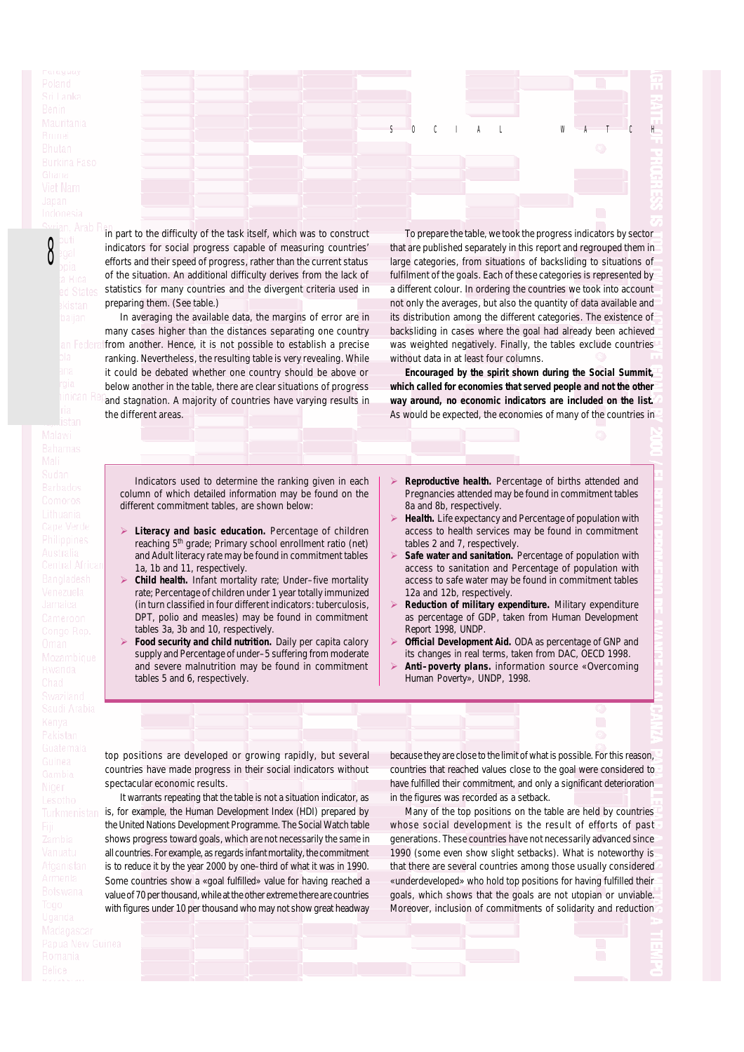in part to the difficulty of the task itself, which was to construct indicators for social progress capable of measuring countries' efforts and their speed of progress, rather than the current status of the situation. An additional difficulty derives from the lack of statistics for many countries and the divergent criteria used in preparing them. (See table.)

In averaging the available data, the margins of error are in many cases higher than the distances separating one country from another. Hence, it is not possible to establish a precise ranking. Nevertheless, the resulting table is very revealing. While it could be debated whether one country should be above or below another in the table, there are clear situations of progress and stagnation. A majority of countries have varying results in the different areas.

To prepare the table, we took the progress indicators by sector that are published separately in this report and regrouped them in large categories, from situations of backsliding to situations of fulfilment of the goals. Each of these categories is represented by a different colour. In ordering the countries we took into account not only the averages, but also the quantity of data available and its distribution among the different categories. The existence of backsliding in cases where the goal had already been achieved was weighted negatively. Finally, the tables exclude countries without data in at least four columns.

**Encouraged by the spirit shown during the Social Summit, which called for economies that served people and not the other way around, no economic indicators are included on the list.** As would be expected, the economies of many of the countries in top positions are developed or growing rapidly, but several countries have made progress in their social indicators without spectacular economic results.

It warrants repeating that the table is not a situation indicator, as is, for example, the Human Development Index (HDI) prepared by the United Nations Development Programme. The Social Watch table shows progress toward goals, which are not necessarily the same in all countries. For example, as regards infant mortality, the commitment is to reduce it by the year 2000 by one–third of what it was in 1990. Some countries show a «goal fulfilled» value for having reached a value of 70 per thousand, while at the other extreme there are countries with figures under 10 per thousand who may not show great headway because they are close to the limit of what is possible. For this reason, countries that reached values close to the goal were considered to have fulfilled their commitment, and only a significant deterioration in the figures was recorded as a setback.

Many of the top positions on the table are held by countries whose social development is the result of efforts of past generations. These countries have not necessarily advanced since 1990 (some even show slight setbacks). What is noteworthy is that there are several countries among those usually considered «underdeveloped» who hold top positions for having fulfilled their goals, which shows that the goals are not utopian or unviable. Moreover, inclusion of commitments of solidarity and reduction

---

Indicators used to determine the ranking given in each column of which detailed information may be found on the different commitment tables, are shown below:

- **Literacy and basic education.** Percentage of children reaching 5th grade; Primary school enrollment ratio (net) and Adult literacy rate may be found in commitment tables 1a, 1b and 11, respectively.
- **Child health.** Infant mortality rate; Under–five mortality rate; Percentage of children under 1 year totally immunized (in turn classified in four different indicators: tuberculosis, DPT, polio and measles) may be found in commitment tables 3a, 3b and 10, respectively.
- **Food security and child nutrition.** Daily per capita calory supply and Percentage of under–5 suffering from moderate and severe malnutrition may be found in commitment tables 5 and 6, respectively.
- **Reproductive health.** Percentage of births attended and Pregnancies attended may be found in commitment tables 8a and 8b, respectively.
- **Health.** Life expectancy and Percentage of population with access to health services may be found in commitment tables 2 and 7, respectively.
- **Safe water and sanitation.** Percentage of population with access to sanitation and Percentage of population with access to safe water may be found in commitment tables 12a and 12b, respectively.
- **Reduction of military expenditure.** Military expenditure as percentage of GDP, taken from Human Development Report 1998, UNDP.
- **Official Development Aid.** ODA as percentage of GNP and its changes in real terms, taken from DAC, OECD 1998.
- **Anti–poverty plans.** information source «Overcoming Human Poverty», UNDP, 1998.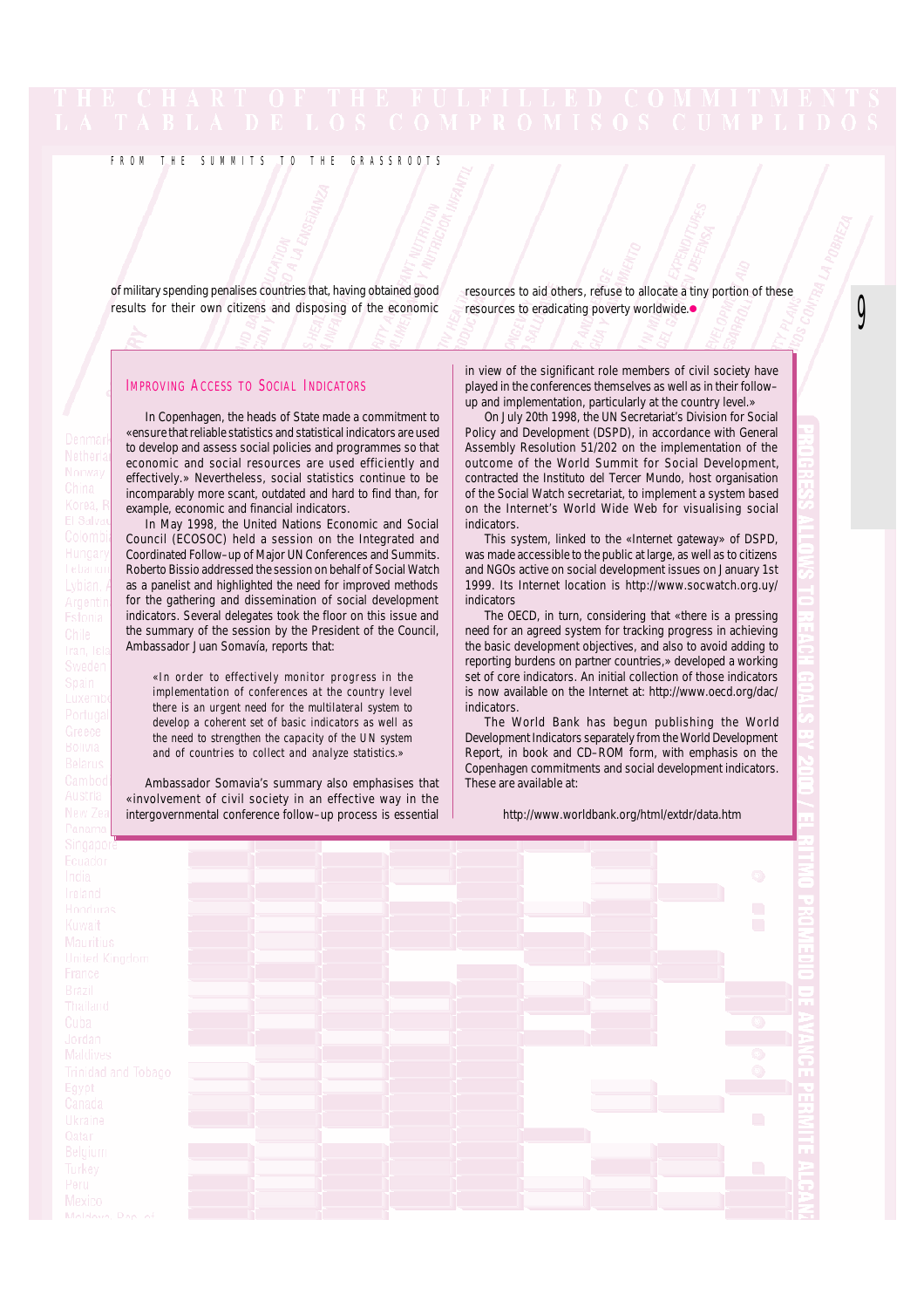of military spending penalises countries that, having obtained good results for their own citizens and disposing of the economic resources to aid others, refuse to allocate a tiny portion of these resources to eradicating poverty worldwide.●

## Improving Access to Social Indicators

In Copenhagen, the heads of State made a commitment to «ensure that reliable statistics and statistical indicators are used to develop and assess social policies and programmes so that economic and social resources are used efficiently and effectively.» Nevertheless, social statistics continue to be incomparably more scant, outdated and hard to find than, for example, economic and financial indicators.

In May 1998, the United Nations Economic and Social Council (ECOSOC) held a session on the Integrated and Coordinated Follow–up of Major UN Conferences and Summits. Roberto Bissio addressed the session on behalf of Social Watch as a panelist and highlighted the need for improved methods for the gathering and dissemination of social development indicators. Several delegates took the floor on this issue and the summary of the session by the President of the Council, Ambassador Juan Somavía, reports that:

> «In order to effectively monitor progress in the implementation of conferences at the country level there is an urgent need for the multilateral system to develop a coherent set of basic indicators as well as the need to strengthen the capacity of the UN system and of countries to collect and analyze statistics.»

Ambassador Somavia's summary also emphasises that «involvement of civil society in an effective way in the intergovernmental conference follow–up process is essential in view of the significant role members of civil society have played in the conferences themselves as well as in their follow–up and implementation, particularly at the country level.»

On July 20th 1998, the UN Secretariat's Division for Social Policy and Development (DSPD), in accordance with General Assembly Resolution 51/202 on the implementation of the outcome of the World Summit for Social Development, contracted the Instituto del Tercer Mundo, host organisation of the Social Watch secretariat, to implement a system based on the Internet's World Wide Web for visualising social indicators.

This system, linked to the «Internet gateway» of DSPD, was made accessible to the public at large, as well as to citizens and NGOs active on social development issues on January 1st 1999. Its Internet location is http://www.socwatch.org.uy/indicators

The OECD, in turn, considering that «there is a pressing need for an agreed system for tracking progress in achieving the basic development objectives, and also to avoid adding to reporting burdens on partner countries,» developed a working set of core indicators. An initial collection of those indicators is now available on the Internet at: http://www.oecd.org/dac/indicators.

The World Bank has begun publishing the World Development Indicators separately from the World Development Report, in book and CD–ROM form, with emphasis on the Copenhagen commitments and social development indicators. These are available at:

http://www.worldbank.org/html/extdr/data.htm